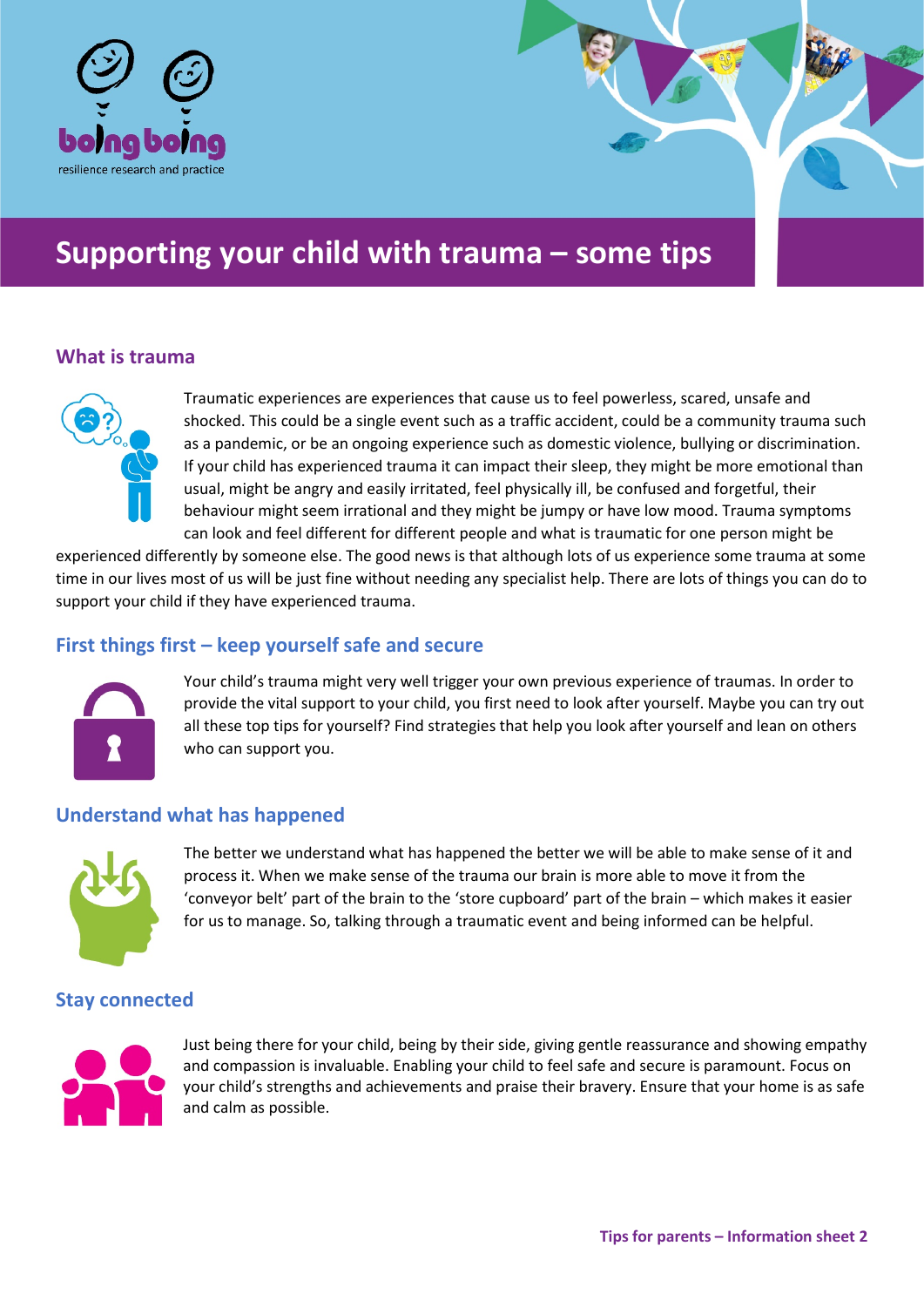boing boing

resilience research and practice

# Supporting your child with trauma – some tips

## What is trauma

Traumatic experiences are experiences that cause us to feel powerless, scared, unsafe and shocked. This could be a single event such as a traffic accident, could be a community trauma such as a pandemic, or be an ongoing experience such as domestic violence, bullying or discrimination. If your child has experienced trauma it can impact their sleep, they might be more emotional than usual, might be angry and easily irritated, feel physically ill, be confused and forgetful, their behaviour might seem irrational and they might be jumpy or have low mood. Trauma symptoms can look and feel different for different people and what is traumatic for one person might be experienced differently by someone else. The good news is that although lots of us experience some trauma at some time in our lives most of us will be just fine without needing any specialist help. There are lots of things you can do to support your child if they have experienced trauma.

## First things first – keep yourself safe and secure

Your child's trauma might very well trigger your own previous experience of traumas. In order to provide the vital support to your child, you first need to look after yourself. Maybe you can try out all these top tips for yourself? Find strategies that help you look after yourself and lean on others who can support you.

## Understand what has happened

The better we understand what has happened the better we will be able to make sense of it and process it. When we make sense of the trauma our brain is more able to move it from the 'conveyor belt' part of the brain to the 'store cupboard' part of the brain – which makes it easier for us to manage. So, talking through a traumatic event and being informed can be helpful.

## Stay connected

Just being there for your child, being by their side, giving gentle reassurance and showing empathy and compassion is invaluable. Enabling your child to feel safe and secure is paramount. Focus on your child's strengths and achievements and praise their bravery. Ensure that your home is as safe and calm as possible.

**Tips for parents – Information sheet 2**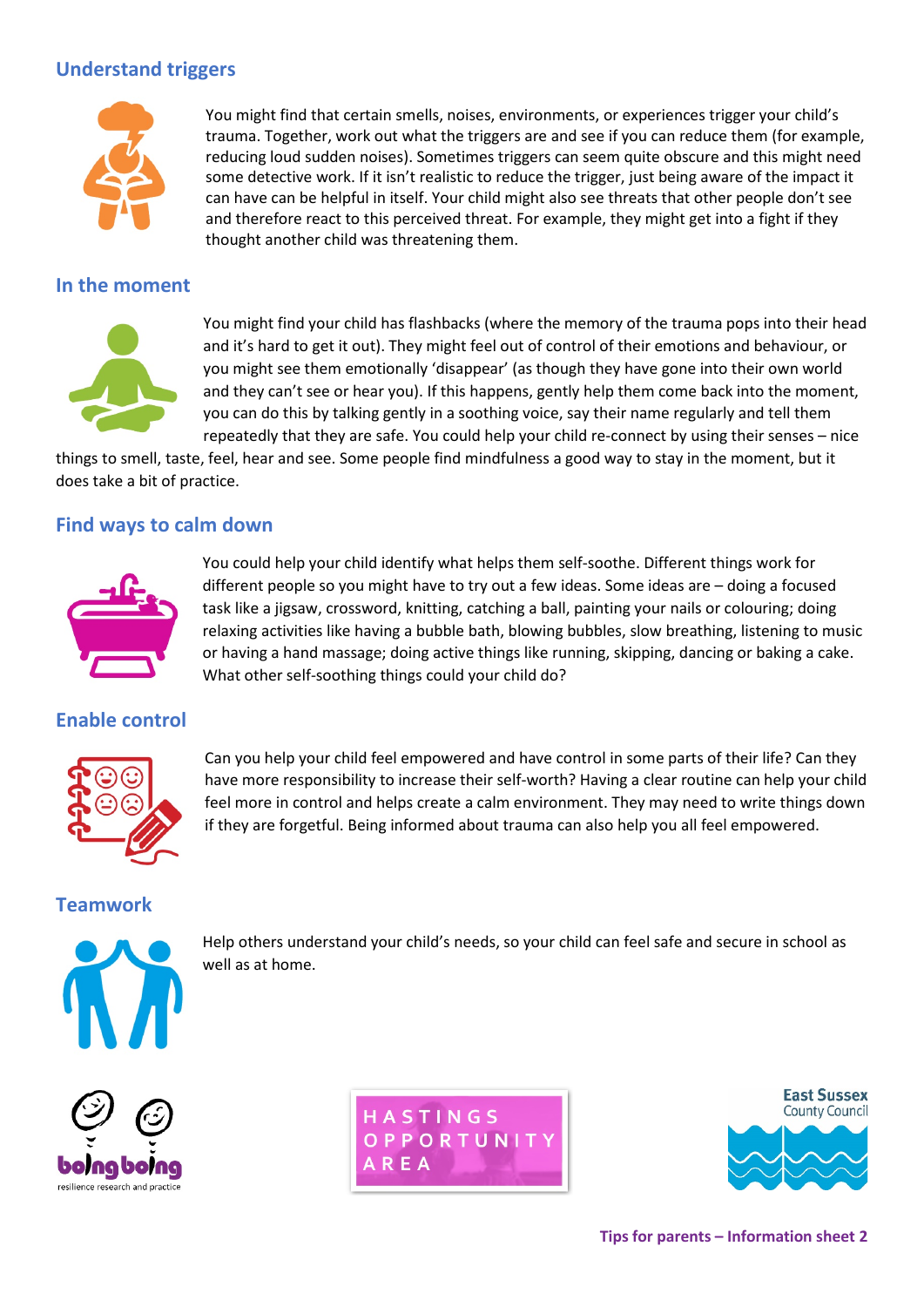## Understand triggers

You might find that certain smells, noises, environments, or experiences trigger your child's trauma. Together, work out what the triggers are and see if you can reduce them (for example, reducing loud sudden noises). Sometimes triggers can seem quite obscure and this might need some detective work. If it isn't realistic to reduce the trigger, just being aware of the impact it can have can be helpful in itself. Your child might also see threats that other people don't see and therefore react to this perceived threat. For example, they might get into a fight if they thought another child was threatening them.

## In the moment

You might find your child has flashbacks (where the memory of the trauma pops into their head and it's hard to get it out). They might feel out of control of their emotions and behaviour, or you might see them emotionally 'disappear' (as though they have gone into their own world and they can't see or hear you). If this happens, gently help them come back into the moment, you can do this by talking gently in a soothing voice, say their name regularly and tell them repeatedly that they are safe. You could help your child re-connect by using their senses – nice things to smell, taste, feel, hear and see. Some people find mindfulness a good way to stay in the moment, but it does take a bit of practice.

## Find ways to calm down

You could help your child identify what helps them self-soothe. Different things work for different people so you might have to try out a few ideas. Some ideas are – doing a focused task like a jigsaw, crossword, knitting, catching a ball, painting your nails or colouring; doing relaxing activities like having a bubble bath, blowing bubbles, slow breathing, listening to music or having a hand massage; doing active things like running, skipping, dancing or baking a cake. What other self-soothing things could your child do?

## Enable control

Can you help your child feel empowered and have control in some parts of their life? Can they have more responsibility to increase their self-worth? Having a clear routine can help your child feel more in control and helps create a calm environment. They may need to write things down if they are forgetful. Being informed about trauma can also help you all feel empowered.

## Teamwork

Help others understand your child's needs, so your child can feel safe and secure in school as well as at home.

boingboing resilience research and practice

HASTINGS OPPORTUNITY AREA

East Sussex County Council

**Tips for parents – Information sheet 2**